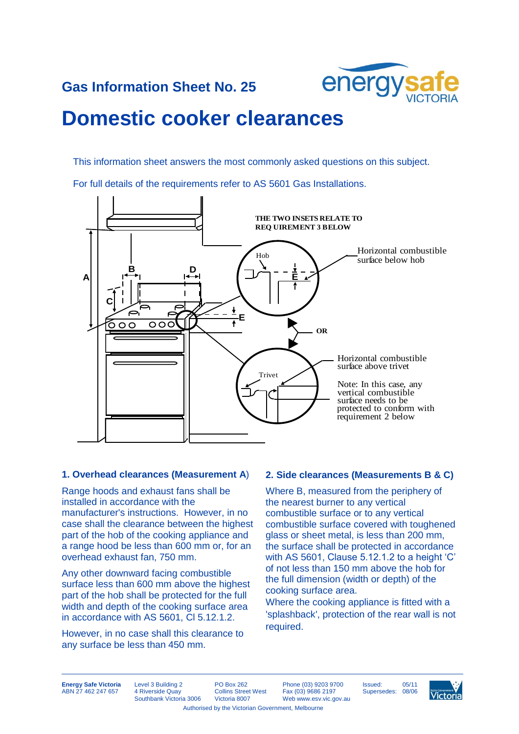Gas Information Sheet No. 25

# Domestic cooker clearances

This information sheet answers the most commonly asked questions on this subject.

For full details of the requirements refer to AS 5601 Gas Installations.

THE TWO INSETS RELATE TO REQ UIREMENT 3 BELOW

Hob

Horizontal combustible surface below hob

OR

Trivet

Horizontal combustible surface above trivet

Note: In this case, any vertical combustible surface needs to be protected to conform with requirement 2 below

### 1. Overhead clearances (Measurement A)

Range hoods and exhaust fans shall be installed in accordance with the manufacturer's instructions. However, in no case shall the clearance between the highest part of the hob of the cooking appliance and a range hood be less than 600 mm or, for an overhead exhaust fan, 750 mm.

Any other downward facing combustible surface less than 600 mm above the highest part of the hob shall be protected for the full width and depth of the cooking surface area in accordance with AS 5601, Cl 5.12.1.2.

However, in no case shall this clearance to any surface be less than 450 mm.

### 2. Side clearances (Measurements B & C)

Where B, measured from the periphery of the nearest burner to any vertical combustible surface or to any vertical combustible surface covered with toughened glass or sheet metal, is less than 200 mm, the surface shall be protected in accordance with AS 5601, Clause 5.12.1.2 to a height 'C' of not less than 150 mm above the hob for the full dimension (width or depth) of the cooking surface area.

Where the cooking appliance is fitted with a 'splashback', protection of the rear wall is not required.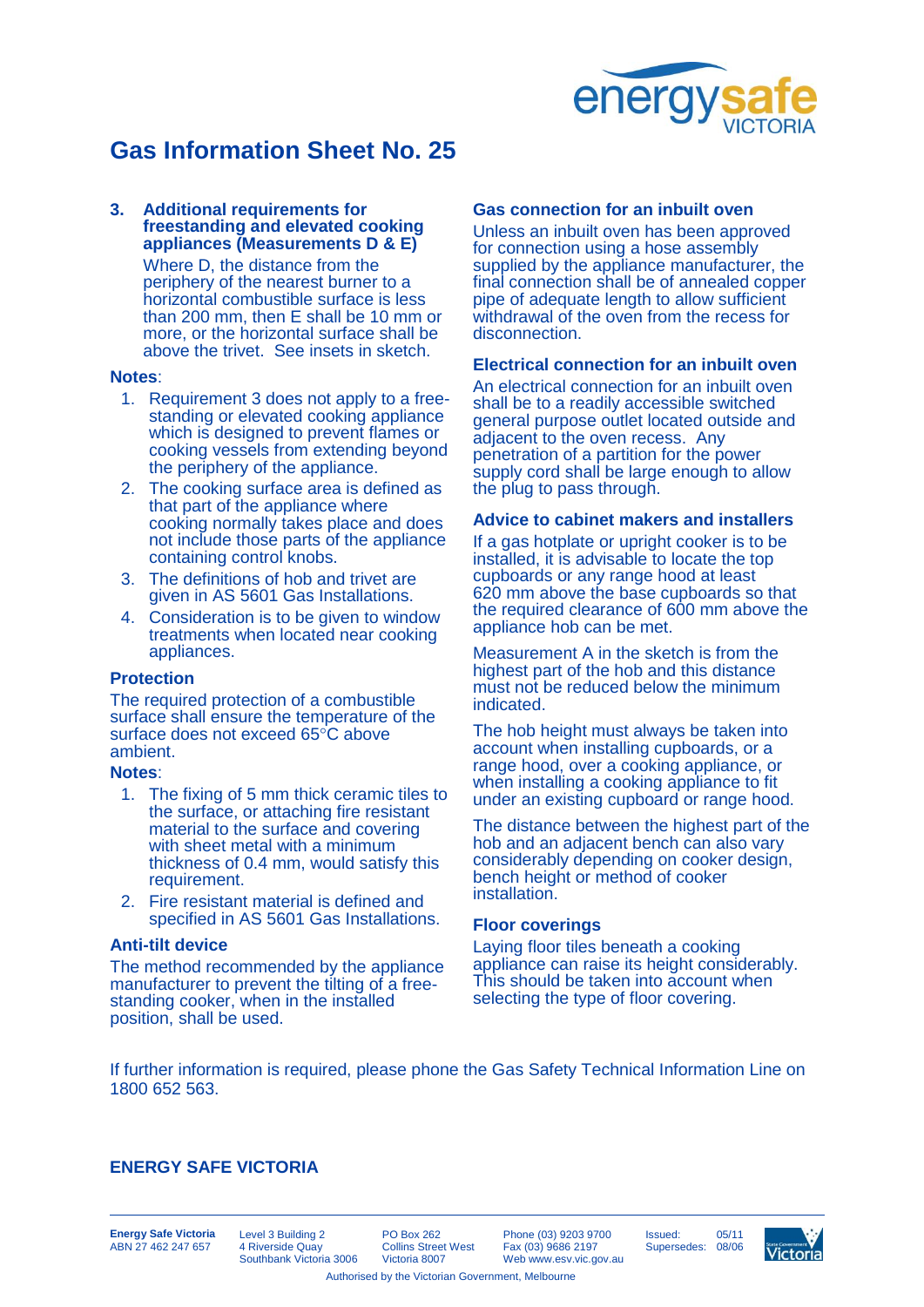# Gas Information Sheet No. 25

3. **Additional requirements for freestanding and elevated cooking appliances (Measurements D & E)**

   Where D, the distance from the periphery of the nearest burner to a horizontal combustible surface is less than 200 mm, then E shall be 10 mm or more, or the horizontal surface shall be above the trivet. See insets in sketch.

**Notes**:

1. Requirement 3 does not apply to a free-standing or elevated cooking appliance which is designed to prevent flames or cooking vessels from extending beyond the periphery of the appliance.
2. The cooking surface area is defined as that part of the appliance where cooking normally takes place and does not include those parts of the appliance containing control knobs.
3. The definitions of hob and trivet are given in AS 5601 Gas Installations.
4. Consideration is to be given to window treatments when located near cooking appliances.

## Protection

The required protection of a combustible surface shall ensure the temperature of the surface does not exceed 65°C above ambient.

**Notes**:

1. The fixing of 5 mm thick ceramic tiles to the surface, or attaching fire resistant material to the surface and covering with sheet metal with a minimum thickness of 0.4 mm, would satisfy this requirement.
2. Fire resistant material is defined and specified in AS 5601 Gas Installations.

## Anti-tilt device

The method recommended by the appliance manufacturer to prevent the tilting of a free-standing cooker, when in the installed position, shall be used.

## Gas connection for an inbuilt oven

Unless an inbuilt oven has been approved for connection using a hose assembly supplied by the appliance manufacturer, the final connection shall be of annealed copper pipe of adequate length to allow sufficient withdrawal of the oven from the recess for disconnection.

## Electrical connection for an inbuilt oven

An electrical connection for an inbuilt oven shall be to a readily accessible switched general purpose outlet located outside and adjacent to the oven recess. Any penetration of a partition for the power supply cord shall be large enough to allow the plug to pass through.

## Advice to cabinet makers and installers

If a gas hotplate or upright cooker is to be installed, it is advisable to locate the top cupboards or any range hood at least 620 mm above the base cupboards so that the required clearance of 600 mm above the appliance hob can be met.

Measurement A in the sketch is from the highest part of the hob and this distance must not be reduced below the minimum indicated.

The hob height must always be taken into account when installing cupboards, or a range hood, over a cooking appliance, or when installing a cooking appliance to fit under an existing cupboard or range hood.

The distance between the highest part of the hob and an adjacent bench can also vary considerably depending on cooker design, bench height or method of cooker installation.

## Floor coverings

Laying floor tiles beneath a cooking appliance can raise its height considerably. This should be taken into account when selecting the type of floor covering.

If further information is required, please phone the Gas Safety Technical Information Line on 1800 652 563.

**ENERGY SAFE VICTORIA**

**Energy Safe Victoria** ABN 27 462 247 657 | Level 3 Building 2, 4 Riverside Quay, Southbank Victoria 3006 | PO Box 262, Collins Street West, Victoria 8007 | Phone (03) 9203 9700, Fax (03) 9686 2197, Web www.esv.vic.gov.au | Issued: 05/11, Supersedes: 08/06

Authorised by the Victorian Government, Melbourne